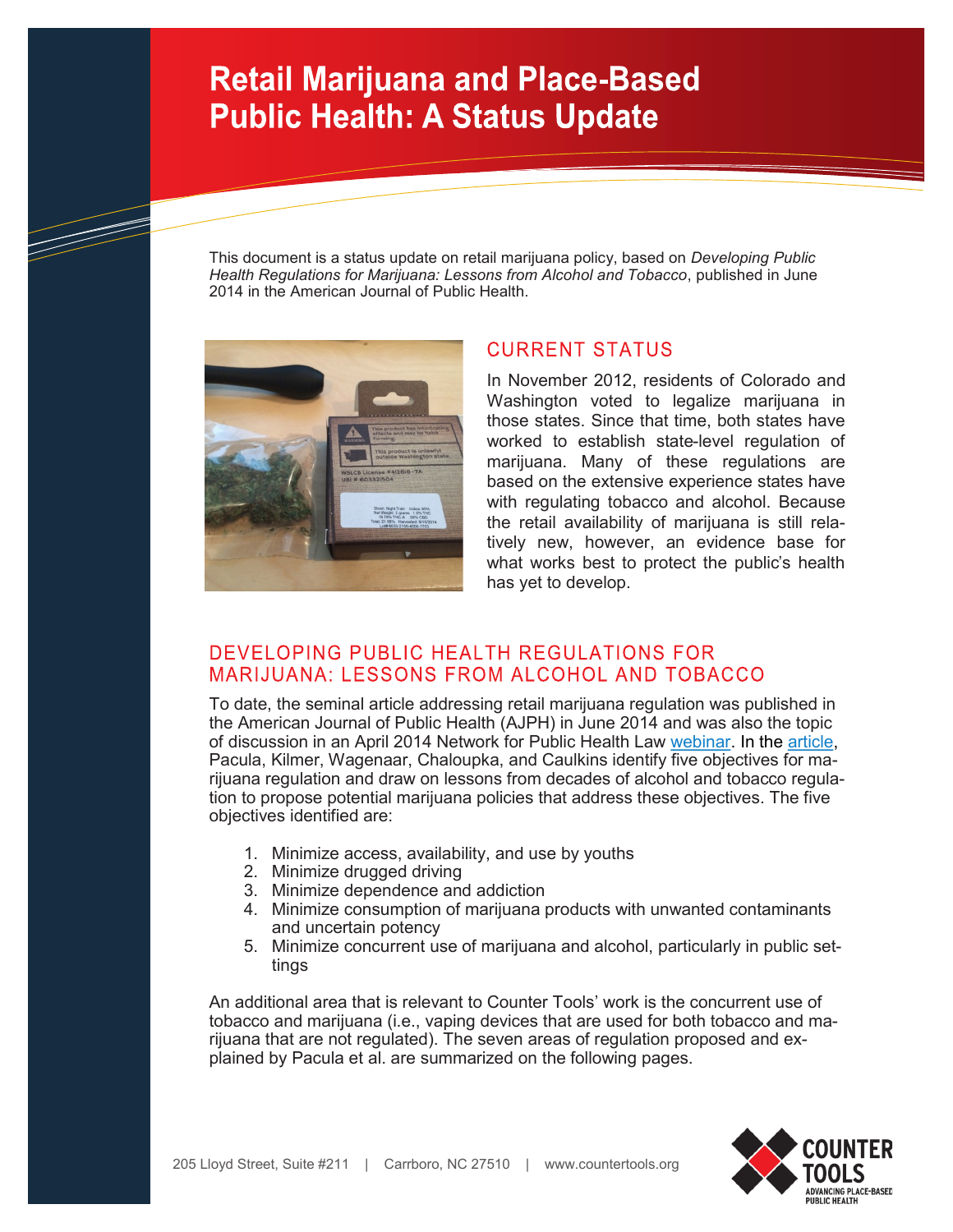# Retail Marijuana and Place-Based Public Health: A Status Update

This document is a status update on retail marijuana policy, based on *Developing Public Health Regulations for Marijuana: Lessons from Alcohol and Tobacco*, published in June 2014 in the American Journal of Public Health.

## CURRENT STATUS

In November 2012, residents of Colorado and Washington voted to legalize marijuana in those states. Since that time, both states have worked to establish state-level regulation of marijuana. Many of these regulations are based on the extensive experience states have with regulating tobacco and alcohol. Because the retail availability of marijuana is still relatively new, however, an evidence base for what works best to protect the public's health has yet to develop.

## DEVELOPING PUBLIC HEALTH REGULATIONS FOR MARIJUANA: LESSONS FROM ALCOHOL AND TOBACCO

To date, the seminal article addressing retail marijuana regulation was published in the American Journal of Public Health (AJPH) in June 2014 and was also the topic of discussion in an April 2014 Network for Public Health Law webinar. In the article, Pacula, Kilmer, Wagenaar, Chaloupka, and Caulkins identify five objectives for marijuana regulation and draw on lessons from decades of alcohol and tobacco regulation to propose potential marijuana policies that address these objectives. The five objectives identified are:

1. Minimize access, availability, and use by youths
2. Minimize drugged driving
3. Minimize dependence and addiction
4. Minimize consumption of marijuana products with unwanted contaminants and uncertain potency
5. Minimize concurrent use of marijuana and alcohol, particularly in public settings

An additional area that is relevant to Counter Tools' work is the concurrent use of tobacco and marijuana (i.e., vaping devices that are used for both tobacco and marijuana that are not regulated). The seven areas of regulation proposed and explained by Pacula et al. are summarized on the following pages.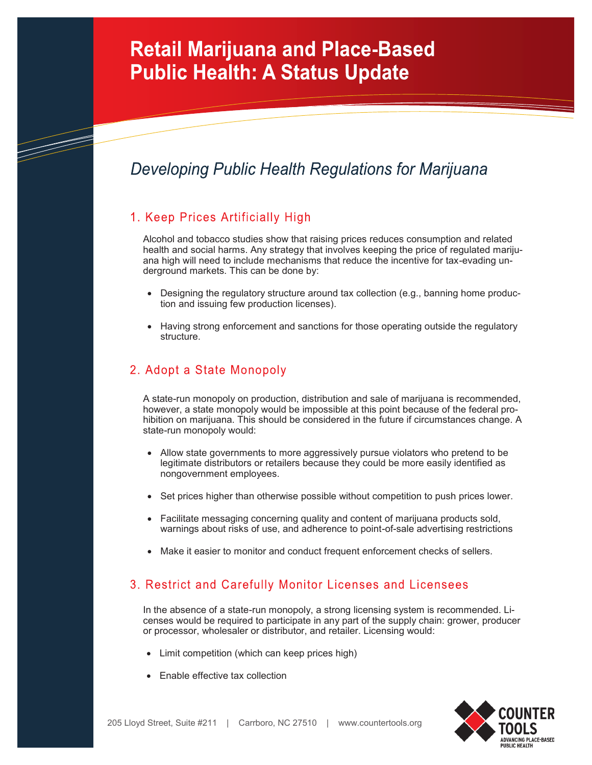# Retail Marijuana and Place-Based Public Health: A Status Update

## *Developing Public Health Regulations for Marijuana*

### 1. Keep Prices Artificially High

Alcohol and tobacco studies show that raising prices reduces consumption and related health and social harms. Any strategy that involves keeping the price of regulated marijuana high will need to include mechanisms that reduce the incentive for tax-evading underground markets. This can be done by:

- Designing the regulatory structure around tax collection (e.g., banning home production and issuing few production licenses).
- Having strong enforcement and sanctions for those operating outside the regulatory structure.

### 2. Adopt a State Monopoly

A state-run monopoly on production, distribution and sale of marijuana is recommended, however, a state monopoly would be impossible at this point because of the federal prohibition on marijuana. This should be considered in the future if circumstances change. A state-run monopoly would:

- Allow state governments to more aggressively pursue violators who pretend to be legitimate distributors or retailers because they could be more easily identified as nongovernment employees.
- Set prices higher than otherwise possible without competition to push prices lower.
- Facilitate messaging concerning quality and content of marijuana products sold, warnings about risks of use, and adherence to point-of-sale advertising restrictions
- Make it easier to monitor and conduct frequent enforcement checks of sellers.

### 3. Restrict and Carefully Monitor Licenses and Licensees

In the absence of a state-run monopoly, a strong licensing system is recommended. Licenses would be required to participate in any part of the supply chain: grower, producer or processor, wholesaler or distributor, and retailer. Licensing would:

- Limit competition (which can keep prices high)
- Enable effective tax collection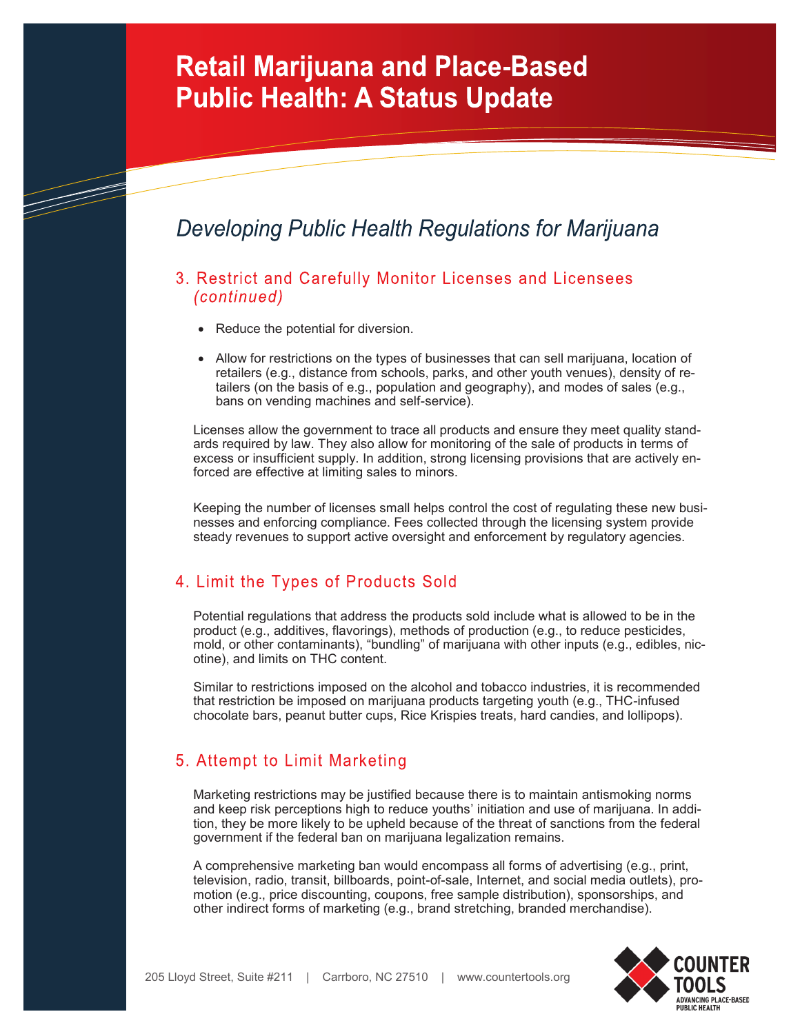# Retail Marijuana and Place-Based Public Health: A Status Update

## Developing Public Health Regulations for Marijuana

### 3. Restrict and Carefully Monitor Licenses and Licensees *(continued)*

- Reduce the potential for diversion.
- Allow for restrictions on the types of businesses that can sell marijuana, location of retailers (e.g., distance from schools, parks, and other youth venues), density of retailers (on the basis of e.g., population and geography), and modes of sales (e.g., bans on vending machines and self-service).

Licenses allow the government to trace all products and ensure they meet quality standards required by law. They also allow for monitoring of the sale of products in terms of excess or insufficient supply. In addition, strong licensing provisions that are actively enforced are effective at limiting sales to minors.

Keeping the number of licenses small helps control the cost of regulating these new businesses and enforcing compliance. Fees collected through the licensing system provide steady revenues to support active oversight and enforcement by regulatory agencies.

### 4. Limit the Types of Products Sold

Potential regulations that address the products sold include what is allowed to be in the product (e.g., additives, flavorings), methods of production (e.g., to reduce pesticides, mold, or other contaminants), "bundling" of marijuana with other inputs (e.g., edibles, nicotine), and limits on THC content.

Similar to restrictions imposed on the alcohol and tobacco industries, it is recommended that restriction be imposed on marijuana products targeting youth (e.g., THC-infused chocolate bars, peanut butter cups, Rice Krispies treats, hard candies, and lollipops).

### 5. Attempt to Limit Marketing

Marketing restrictions may be justified because there is to maintain antismoking norms and keep risk perceptions high to reduce youths' initiation and use of marijuana. In addition, they be more likely to be upheld because of the threat of sanctions from the federal government if the federal ban on marijuana legalization remains.

A comprehensive marketing ban would encompass all forms of advertising (e.g., print, television, radio, transit, billboards, point-of-sale, Internet, and social media outlets), promotion (e.g., price discounting, coupons, free sample distribution), sponsorships, and other indirect forms of marketing (e.g., brand stretching, branded merchandise).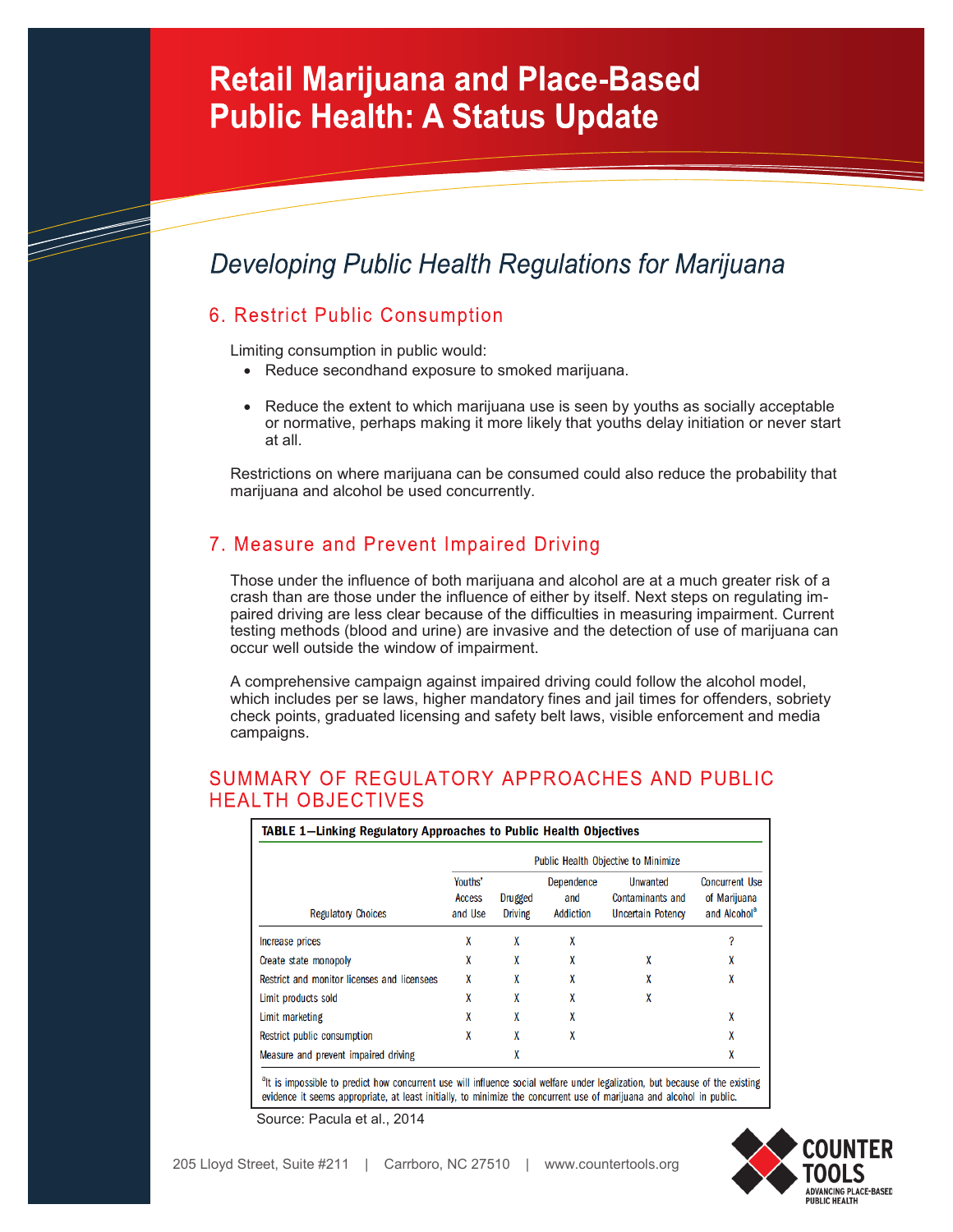# Retail Marijuana and Place-Based Public Health: A Status Update

## *Developing Public Health Regulations for Marijuana*

### 6. Restrict Public Consumption

Limiting consumption in public would:

- Reduce secondhand exposure to smoked marijuana.
- Reduce the extent to which marijuana use is seen by youths as socially acceptable or normative, perhaps making it more likely that youths delay initiation or never start at all.

Restrictions on where marijuana can be consumed could also reduce the probability that marijuana and alcohol be used concurrently.

### 7. Measure and Prevent Impaired Driving

Those under the influence of both marijuana and alcohol are at a much greater risk of a crash than are those under the influence of either by itself. Next steps on regulating impaired driving are less clear because of the difficulties in measuring impairment. Current testing methods (blood and urine) are invasive and the detection of use of marijuana can occur well outside the window of impairment.

A comprehensive campaign against impaired driving could follow the alcohol model, which includes per se laws, higher mandatory fines and jail times for offenders, sobriety check points, graduated licensing and safety belt laws, visible enforcement and media campaigns.

### SUMMARY OF REGULATORY APPROACHES AND PUBLIC HEALTH OBJECTIVES

**TABLE 1—Linking Regulatory Approaches to Public Health Objectives**

| | Public Health Objective to Minimize | | | | |
|---|---|---|---|---|---|
| Regulatory Choices | Youths' Access and Use | Drugged Driving | Dependence and Addiction | Unwanted Contaminants and Uncertain Potency | Concurrent Use of Marijuana and Alcohol[a] |
| Increase prices | X | X | X | | ? |
| Create state monopoly | X | X | X | X | X |
| Restrict and monitor licenses and licensees | X | X | X | X | X |
| Limit products sold | X | X | X | X | |
| Limit marketing | X | X | X | | X |
| Restrict public consumption | X | X | X | | X |
| Measure and prevent impaired driving | | X | | | X |

[a]It is impossible to predict how concurrent use will influence social welfare under legalization, but because of the existing evidence it seems appropriate, at least initially, to minimize the concurrent use of marijuana and alcohol in public.

Source: Pacula et al., 2014

205 Lloyd Street, Suite #211 | Carrboro, NC 27510 | www.countertools.org

COUNTER TOOLS — ADVANCING PLACE-BASED PUBLIC HEALTH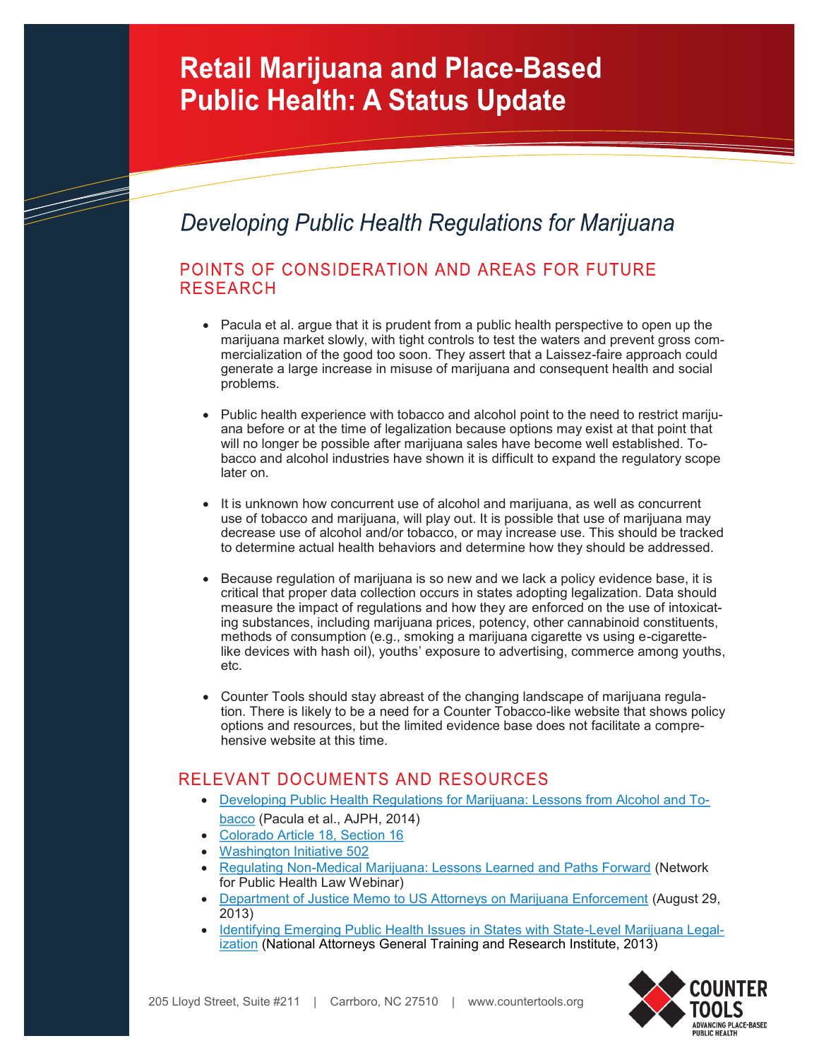# Retail Marijuana and Place-Based Public Health: A Status Update

## *Developing Public Health Regulations for Marijuana*

### POINTS OF CONSIDERATION AND AREAS FOR FUTURE RESEARCH

- Pacula et al. argue that it is prudent from a public health perspective to open up the marijuana market slowly, with tight controls to test the waters and prevent gross commercialization of the good too soon. They assert that a Laissez-faire approach could generate a large increase in misuse of marijuana and consequent health and social problems.
- Public health experience with tobacco and alcohol point to the need to restrict marijuana before or at the time of legalization because options may exist at that point that will no longer be possible after marijuana sales have become well established. Tobacco and alcohol industries have shown it is difficult to expand the regulatory scope later on.
- It is unknown how concurrent use of alcohol and marijuana, as well as concurrent use of tobacco and marijuana, will play out. It is possible that use of marijuana may decrease use of alcohol and/or tobacco, or may increase use. This should be tracked to determine actual health behaviors and determine how they should be addressed.
- Because regulation of marijuana is so new and we lack a policy evidence base, it is critical that proper data collection occurs in states adopting legalization. Data should measure the impact of regulations and how they are enforced on the use of intoxicating substances, including marijuana prices, potency, other cannabinoid constituents, methods of consumption (e.g., smoking a marijuana cigarette vs using e-cigarette-like devices with hash oil), youths' exposure to advertising, commerce among youths, etc.
- Counter Tools should stay abreast of the changing landscape of marijuana regulation. There is likely to be a need for a Counter Tobacco-like website that shows policy options and resources, but the limited evidence base does not facilitate a comprehensive website at this time.

### RELEVANT DOCUMENTS AND RESOURCES

- Developing Public Health Regulations for Marijuana: Lessons from Alcohol and Tobacco (Pacula et al., AJPH, 2014)
- Colorado Article 18, Section 16
- Washington Initiative 502
- Regulating Non-Medical Marijuana: Lessons Learned and Paths Forward (Network for Public Health Law Webinar)
- Department of Justice Memo to US Attorneys on Marijuana Enforcement (August 29, 2013)
- Identifying Emerging Public Health Issues in States with State-Level Marijuana Legalization (National Attorneys General Training and Research Institute, 2013)

205 Lloyd Street, Suite #211 | Carrboro, NC 27510 | www.countertools.org

COUNTER TOOLS
ADVANCING PLACE-BASED PUBLIC HEALTH